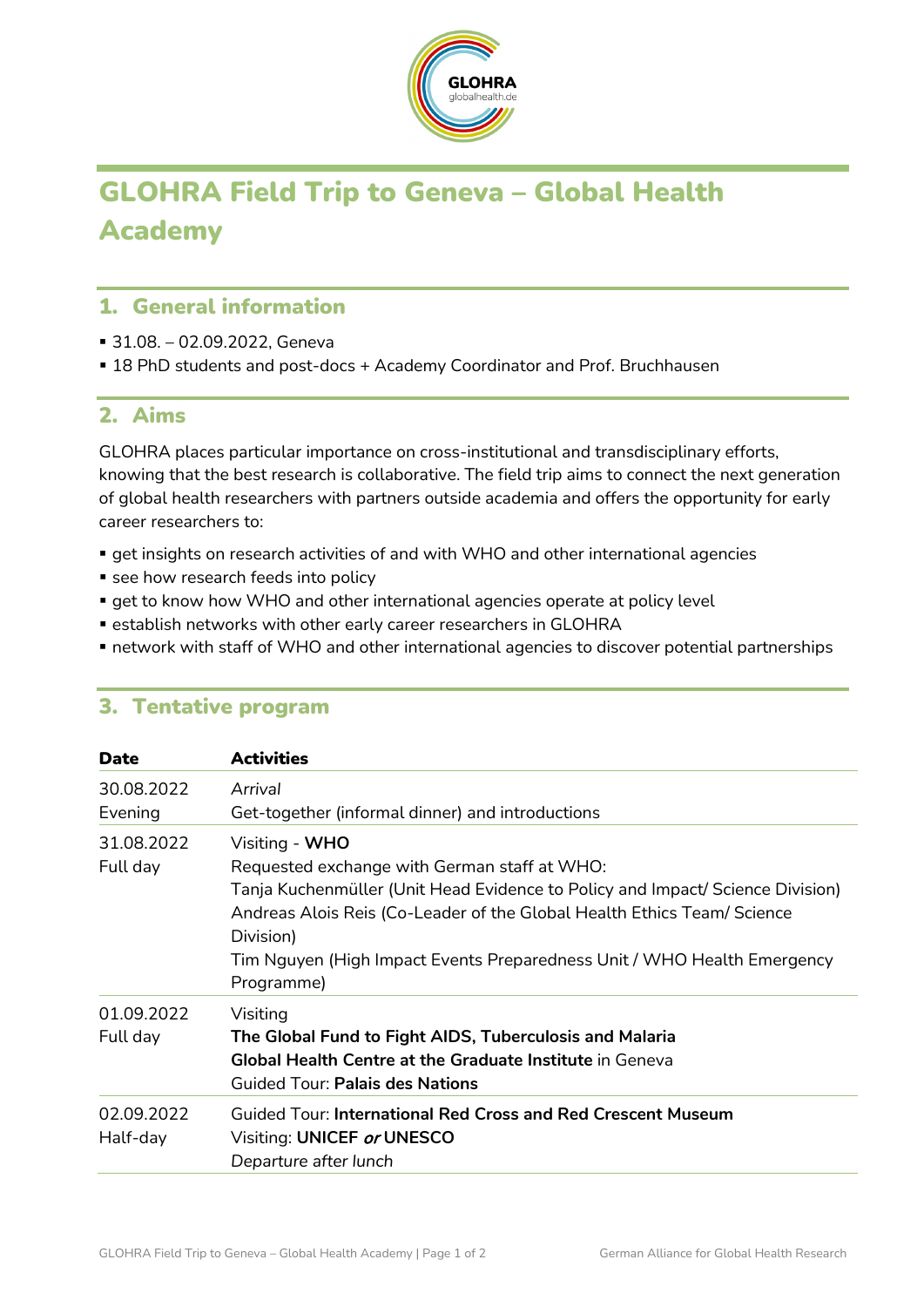# GLOHRA Field Trip to Geneva – Global Health Academy

## 1. General information

- 31.08. – 02.09.2022, Geneva
- 18 PhD students and post-docs + Academy Coordinator and Prof. Bruchhausen

## 2. Aims

GLOHRA places particular importance on cross-institutional and transdisciplinary efforts, knowing that the best research is collaborative. The field trip aims to connect the next generation of global health researchers with partners outside academia and offers the opportunity for early career researchers to:

- get insights on research activities of and with WHO and other international agencies
- see how research feeds into policy
- get to know how WHO and other international agencies operate at policy level
- establish networks with other early career researchers in GLOHRA
- network with staff of WHO and other international agencies to discover potential partnerships

## 3. Tentative program

| Date | Activities |
| --- | --- |
| 30.08.2022<br>Evening | *Arrival*<br>Get-together (informal dinner) and introductions |
| 31.08.2022<br>Full day | Visiting - **WHO**<br>Requested exchange with German staff at WHO:<br>Tanja Kuchenmüller (Unit Head Evidence to Policy and Impact/ Science Division)<br>Andreas Alois Reis (Co-Leader of the Global Health Ethics Team/ Science Division)<br>Tim Nguyen (High Impact Events Preparedness Unit / WHO Health Emergency Programme) |
| 01.09.2022<br>Full day | Visiting<br>**The Global Fund to Fight AIDS, Tuberculosis and Malaria**<br>**Global Health Centre at the Graduate Institute** in Geneva<br>Guided Tour: **Palais des Nations** |
| 02.09.2022<br>Half-day | Guided Tour: **International Red Cross and Red Crescent Museum**<br>Visiting: **UNICEF** *or* **UNESCO**<br>*Departure after lunch* |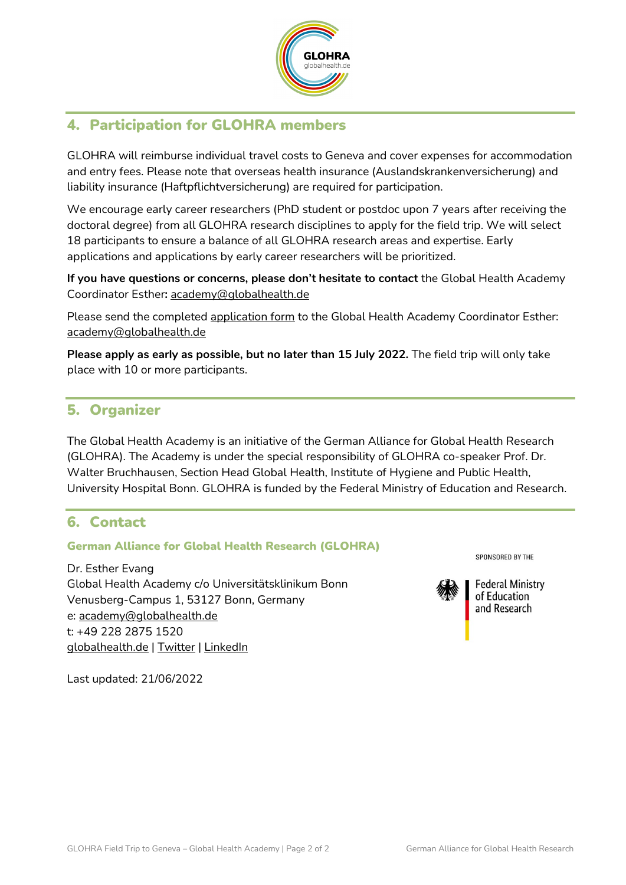## 4. Participation for GLOHRA members

GLOHRA will reimburse individual travel costs to Geneva and cover expenses for accommodation and entry fees. Please note that overseas health insurance (Auslandskrankenversicherung) and liability insurance (Haftpflichtversicherung) are required for participation.

We encourage early career researchers (PhD student or postdoc upon 7 years after receiving the doctoral degree) from all GLOHRA research disciplines to apply for the field trip. We will select 18 participants to ensure a balance of all GLOHRA research areas and expertise. Early applications and applications by early career researchers will be prioritized.

**If you have questions or concerns, please don't hesitate to contact** the Global Health Academy Coordinator Esther**:** academy@globalhealth.de

Please send the completed application form to the Global Health Academy Coordinator Esther: academy@globalhealth.de

**Please apply as early as possible, but no later than 15 July 2022.** The field trip will only take place with 10 or more participants.

## 5. Organizer

The Global Health Academy is an initiative of the German Alliance for Global Health Research (GLOHRA). The Academy is under the special responsibility of GLOHRA co-speaker Prof. Dr. Walter Bruchhausen, Section Head Global Health, Institute of Hygiene and Public Health, University Hospital Bonn. GLOHRA is funded by the Federal Ministry of Education and Research.

## 6. Contact

### German Alliance for Global Health Research (GLOHRA)

Dr. Esther Evang
Global Health Academy c/o Universitätsklinikum Bonn
Venusberg-Campus 1, 53127 Bonn, Germany
e: academy@globalhealth.de
t: +49 228 2875 1520
globalhealth.de | Twitter | LinkedIn

SPONSORED BY THE

Federal Ministry of Education and Research

Last updated: 21/06/2022